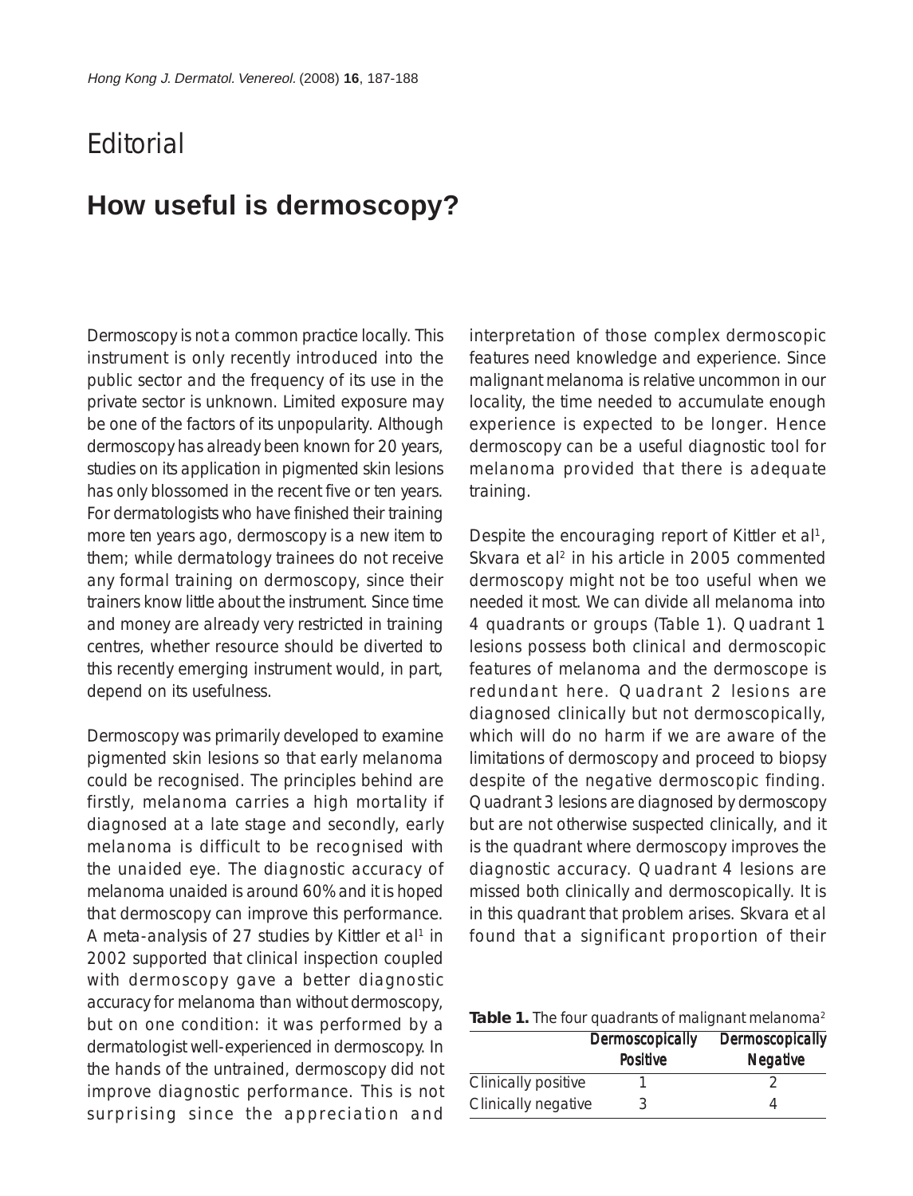# Editorial

## How useful is dermoscopy?

Dermoscopy is not a common practice locally. This instrument is only recently introduced into the public sector and the frequency of its use in the private sector is unknown. Limited exposure may be one of the factors of its unpopularity. Although dermoscopy has already been known for 20 years, studies on its application in pigmented skin lesions has only blossomed in the recent five or ten years. For dermatologists who have finished their training more ten years ago, dermoscopy is a new item to them; while dermatology trainees do not receive any formal training on dermoscopy, since their trainers know little about the instrument. Since time and money are already very restricted in training centres, whether resource should be diverted to this recently emerging instrument would, in part, depend on its usefulness.

Dermoscopy was primarily developed to examine pigmented skin lesions so that early melanoma could be recognised. The principles behind are firstly, melanoma carries a high mortality if diagnosed at a late stage and secondly, early melanoma is difficult to be recognised with the unaided eye. The diagnostic accuracy of melanoma unaided is around 60% and it is hoped that dermoscopy can improve this performance. A meta-analysis of 27 studies by Kittler et al[1] in 2002 supported that clinical inspection coupled with dermoscopy gave a better diagnostic accuracy for melanoma than without dermoscopy, but on one condition: it was performed by a dermatologist well-experienced in dermoscopy. In the hands of the untrained, dermoscopy did not improve diagnostic performance. This is not surprising since the appreciation and interpretation of those complex dermoscopic features need knowledge and experience. Since malignant melanoma is relative uncommon in our locality, the time needed to accumulate enough experience is expected to be longer. Hence dermoscopy can be a useful diagnostic tool for melanoma provided that there is adequate training.

Despite the encouraging report of Kittler et al[1], Skvara et al[2] in his article in 2005 commented dermoscopy might not be too useful when we needed it most. We can divide all melanoma into 4 quadrants or groups (Table 1). Quadrant 1 lesions possess both clinical and dermoscopic features of melanoma and the dermoscope is redundant here. Quadrant 2 lesions are diagnosed clinically but not dermoscopically, which will do no harm if we are aware of the limitations of dermoscopy and proceed to biopsy despite of the negative dermoscopic finding. Quadrant 3 lesions are diagnosed by dermoscopy but are not otherwise suspected clinically, and it is the quadrant where dermoscopy improves the diagnostic accuracy. Quadrant 4 lesions are missed both clinically and dermoscopically. It is in this quadrant that problem arises. Skvara et al found that a significant proportion of their

**Table 1.** The four quadrants of malignant melanoma[2]

| | Dermoscopically Positive | Dermoscopically Negative |
|---|---|---|
| Clinically positive | 1 | 2 |
| Clinically negative | 3 | 4 |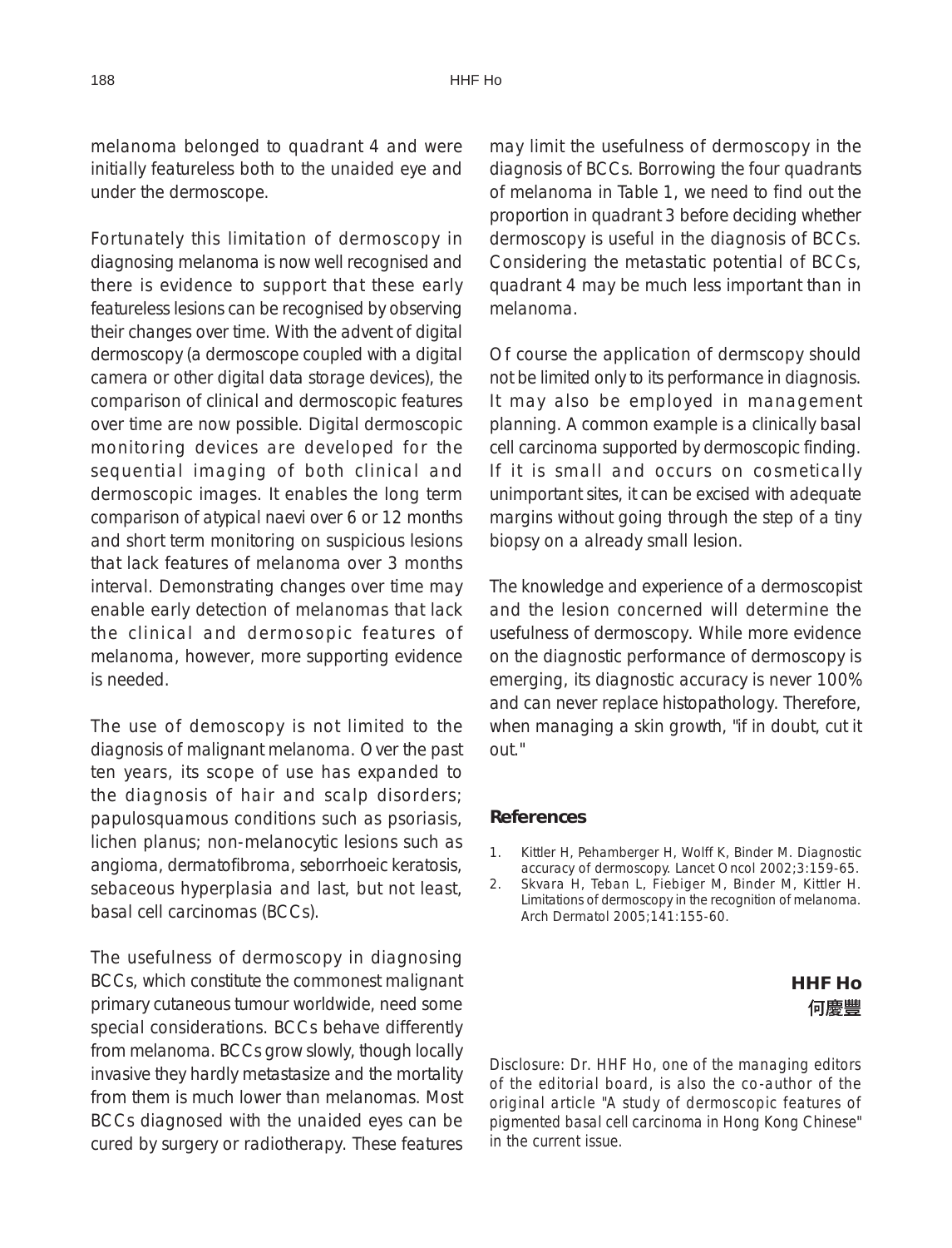melanoma belonged to quadrant 4 and were initially featureless both to the unaided eye and under the dermoscope.

Fortunately this limitation of dermoscopy in diagnosing melanoma is now well recognised and there is evidence to support that these early featureless lesions can be recognised by observing their changes over time. With the advent of digital dermoscopy (a dermoscope coupled with a digital camera or other digital data storage devices), the comparison of clinical and dermoscopic features over time are now possible. Digital dermoscopic monitoring devices are developed for the sequential imaging of both clinical and dermoscopic images. It enables the long term comparison of atypical naevi over 6 or 12 months and short term monitoring on suspicious lesions that lack features of melanoma over 3 months interval. Demonstrating changes over time may enable early detection of melanomas that lack the clinical and dermosopic features of melanoma, however, more supporting evidence is needed.

The use of demoscopy is not limited to the diagnosis of malignant melanoma. Over the past ten years, its scope of use has expanded to the diagnosis of hair and scalp disorders; papulosquamous conditions such as psoriasis, lichen planus; non-melanocytic lesions such as angioma, dermatofibroma, seborrhoeic keratosis, sebaceous hyperplasia and last, but not least, basal cell carcinomas (BCCs).

The usefulness of dermoscopy in diagnosing BCCs, which constitute the commonest malignant primary cutaneous tumour worldwide, need some special considerations. BCCs behave differently from melanoma. BCCs grow slowly, though locally invasive they hardly metastasize and the mortality from them is much lower than melanomas. Most BCCs diagnosed with the unaided eyes can be cured by surgery or radiotherapy. These features may limit the usefulness of dermoscopy in the diagnosis of BCCs. Borrowing the four quadrants of melanoma in Table 1, we need to find out the proportion in quadrant 3 before deciding whether dermoscopy is useful in the diagnosis of BCCs. Considering the metastatic potential of BCCs, quadrant 4 may be much less important than in melanoma.

Of course the application of dermscopy should not be limited only to its performance in diagnosis. It may also be employed in management planning. A common example is a clinically basal cell carcinoma supported by dermoscopic finding. If it is small and occurs on cosmetically unimportant sites, it can be excised with adequate margins without going through the step of a tiny biopsy on a already small lesion.

The knowledge and experience of a dermoscopist and the lesion concerned will determine the usefulness of dermoscopy. While more evidence on the diagnostic performance of dermoscopy is emerging, its diagnostic accuracy is never 100% and can never replace histopathology. Therefore, when managing a skin growth, "if in doubt, cut it out."

## References

1. Kittler H, Pehamberger H, Wolff K, Binder M. Diagnostic accuracy of dermoscopy. Lancet Oncol 2002;3:159-65.
2. Skvara H, Teban L, Fiebiger M, Binder M, Kittler H. Limitations of dermoscopy in the recognition of melanoma. Arch Dermatol 2005;141:155-60.

**HHF Ho**
**何慶豐**

Disclosure: Dr. HHF Ho, one of the managing editors of the editorial board, is also the co-author of the original article "A study of dermoscopic features of pigmented basal cell carcinoma in Hong Kong Chinese" in the current issue.